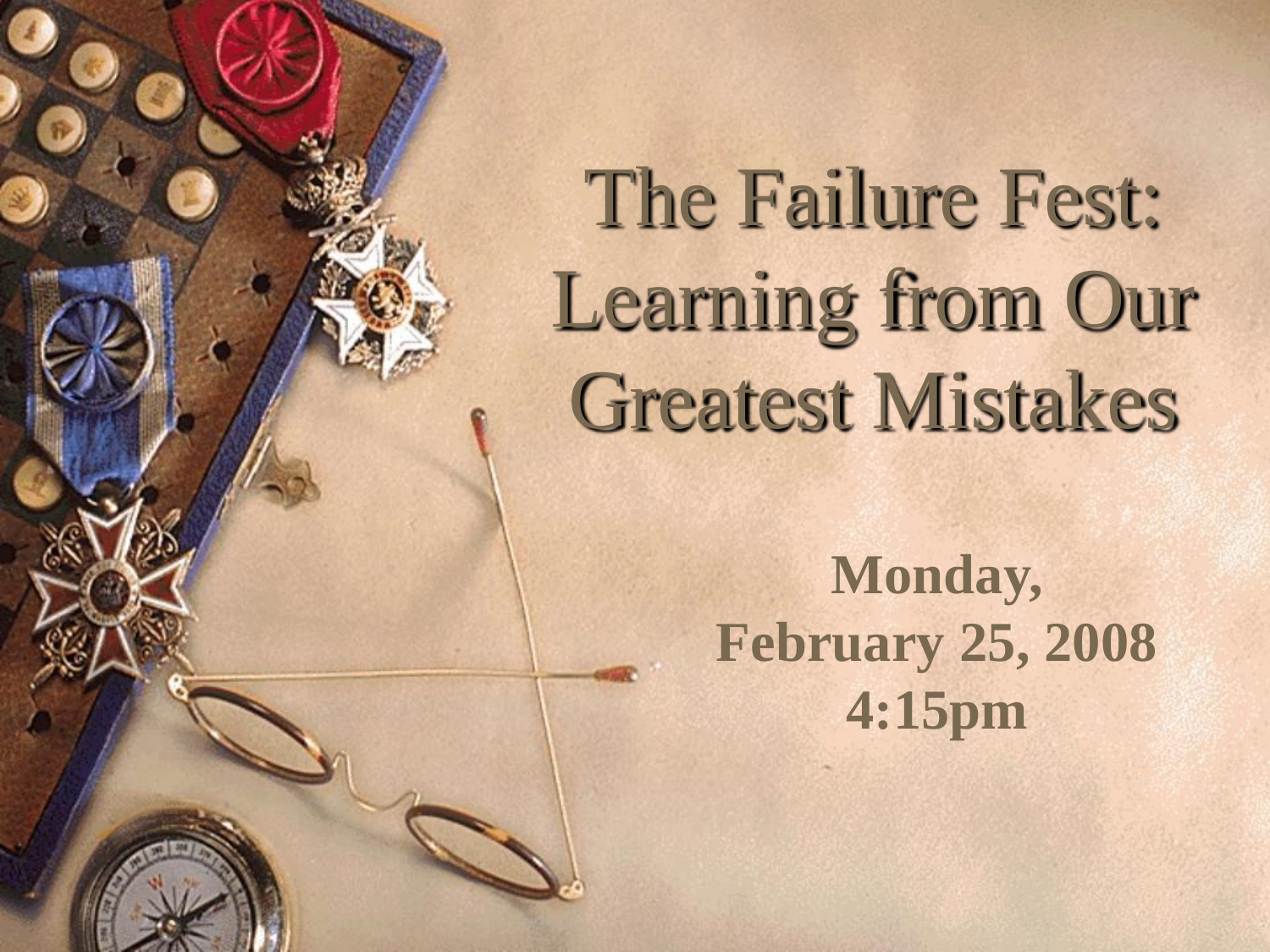# The Failure Fest: Learning from Our Greatest Mistakes

**Monday,**
**February 25, 2008**
**4:15pm**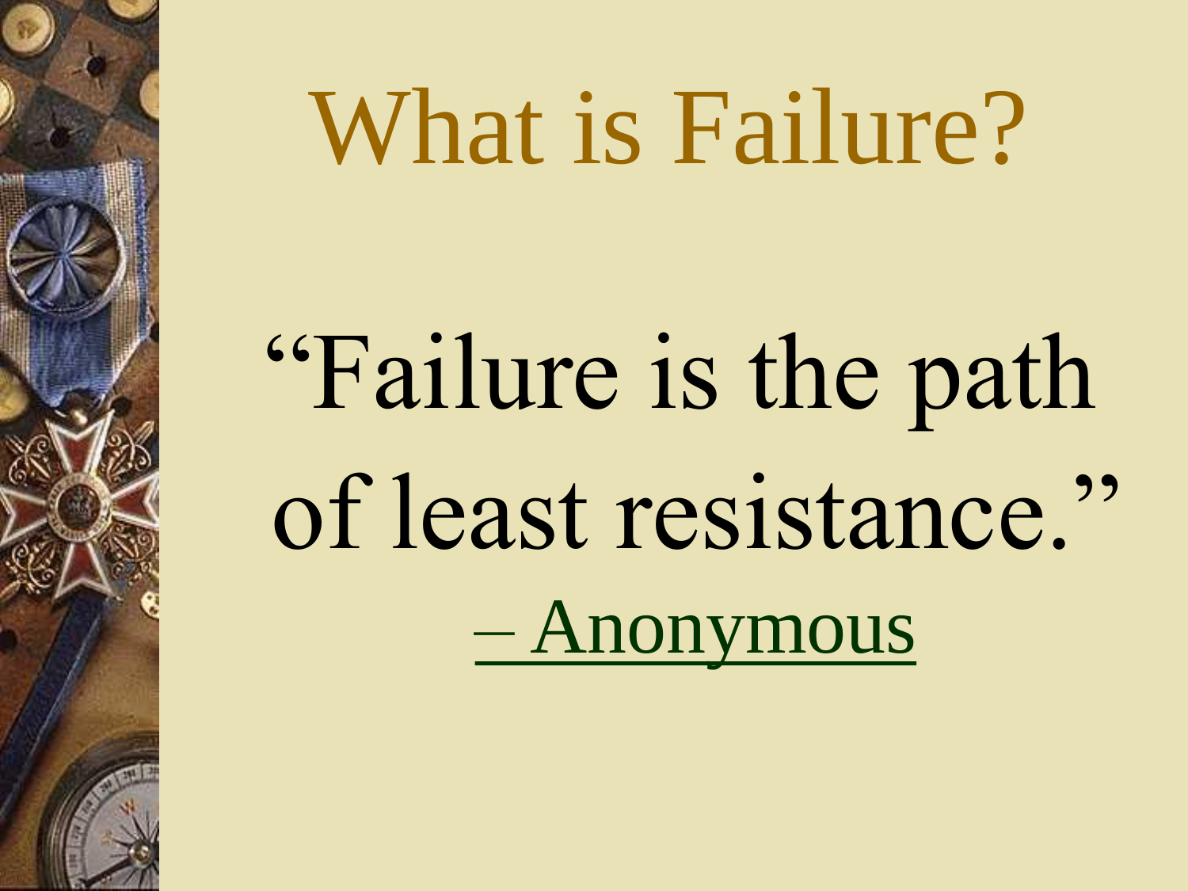# What is Failure?

"Failure is the path of least resistance."

– Anonymous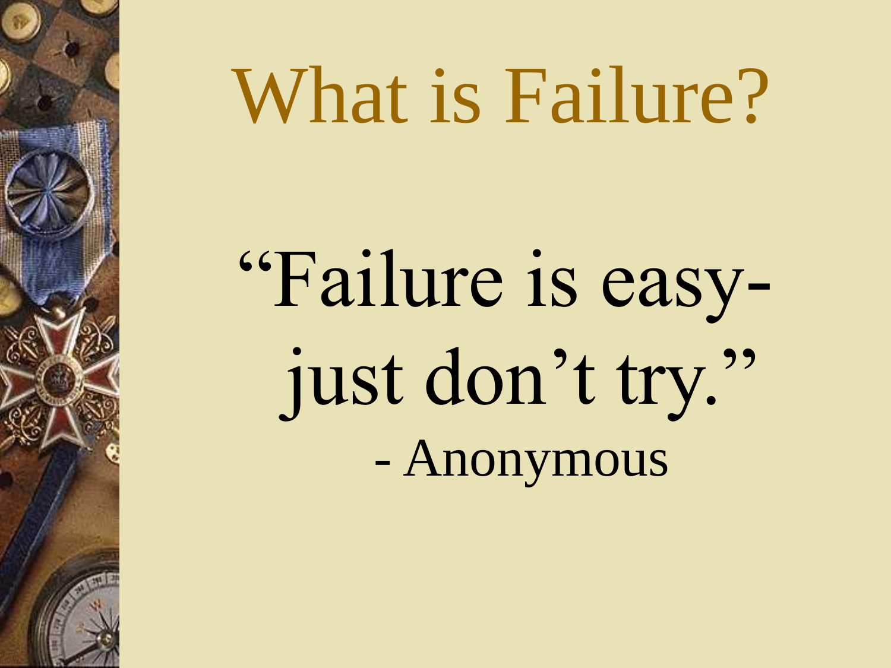# What is Failure?

"Failure is easy- just don't try."

- Anonymous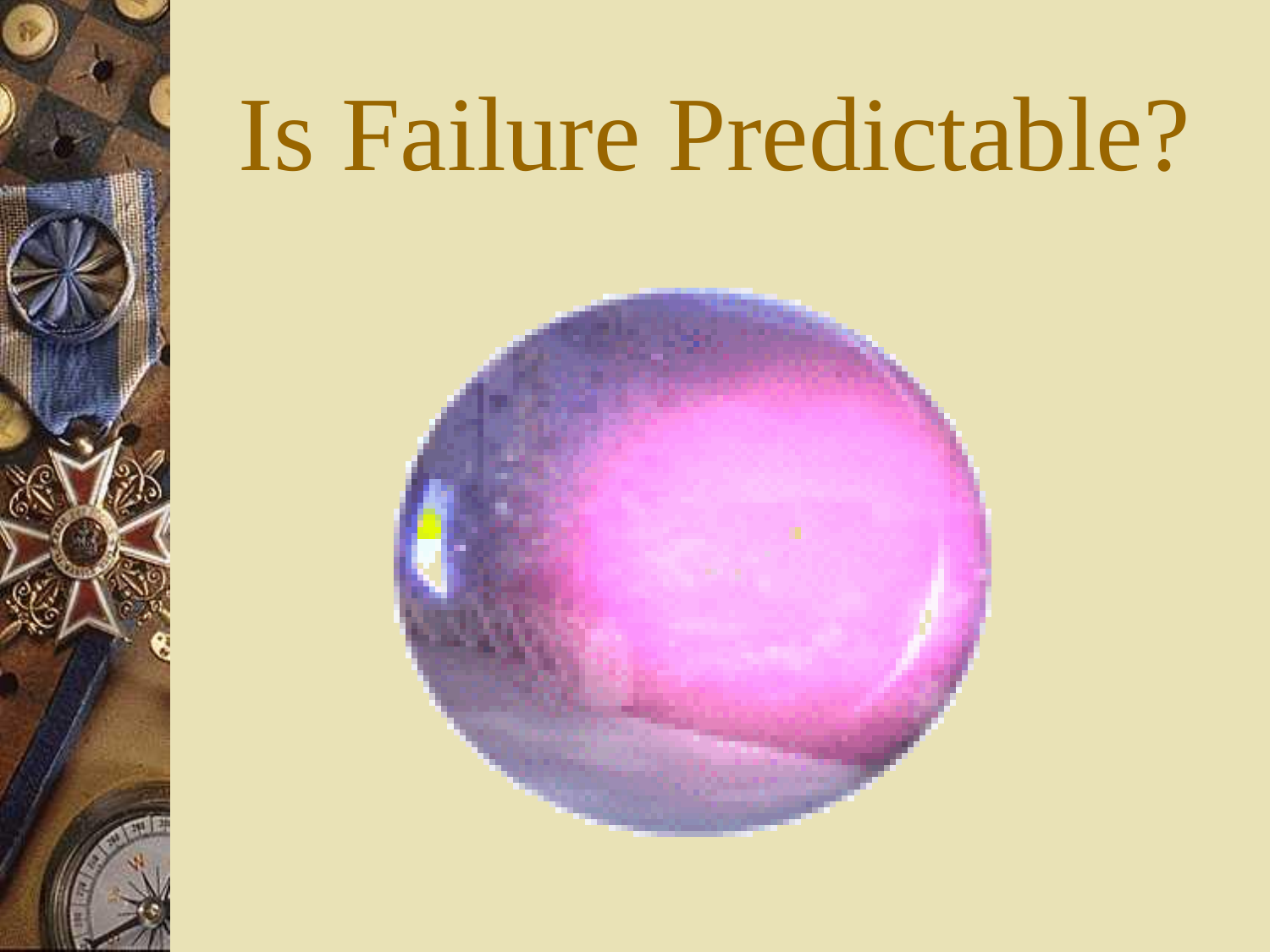# Is Failure Predictable?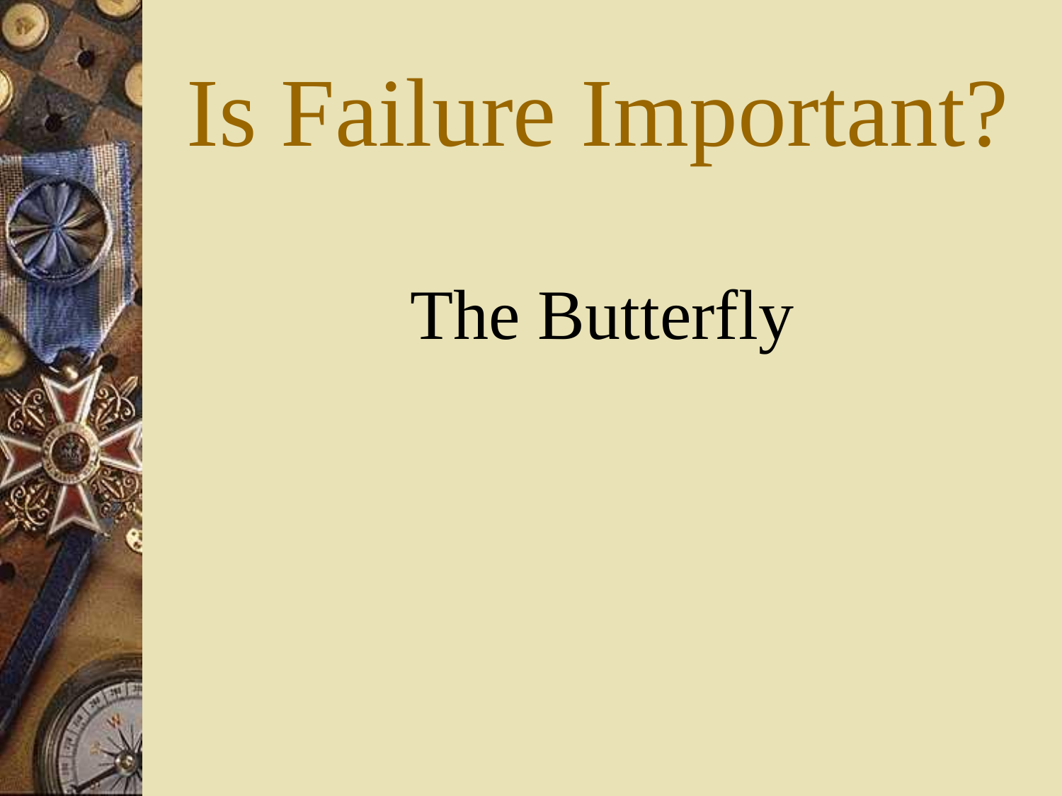# Is Failure Important?

The Butterfly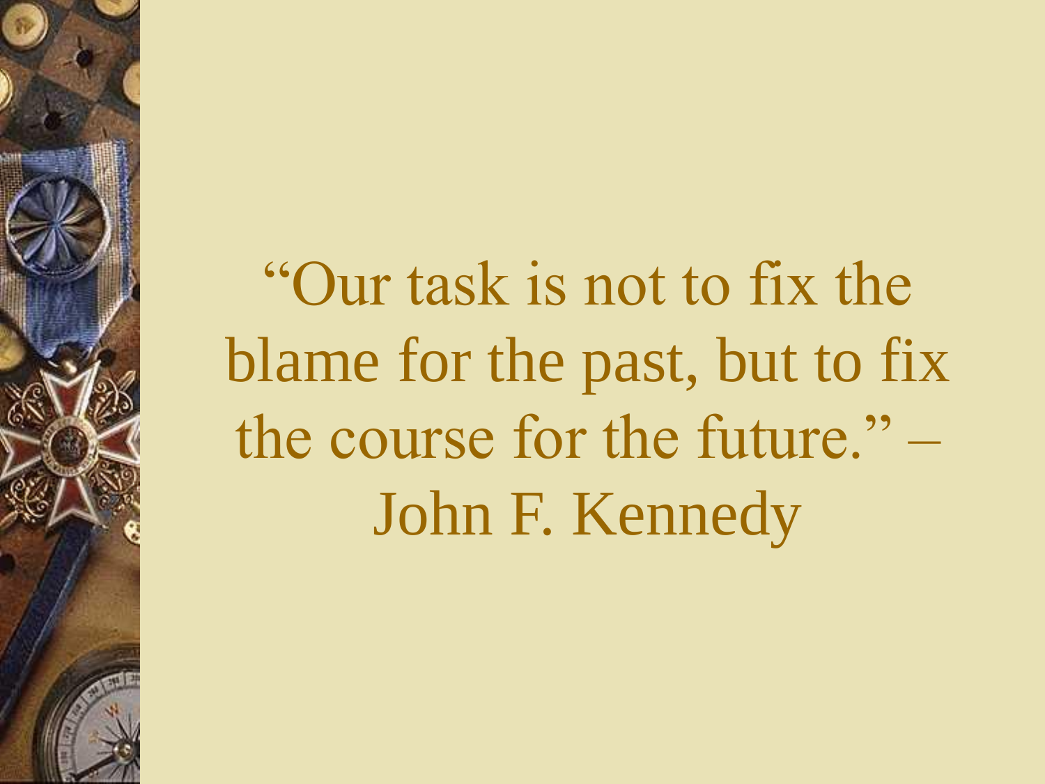"Our task is not to fix the blame for the past, but to fix the course for the future." – John F. Kennedy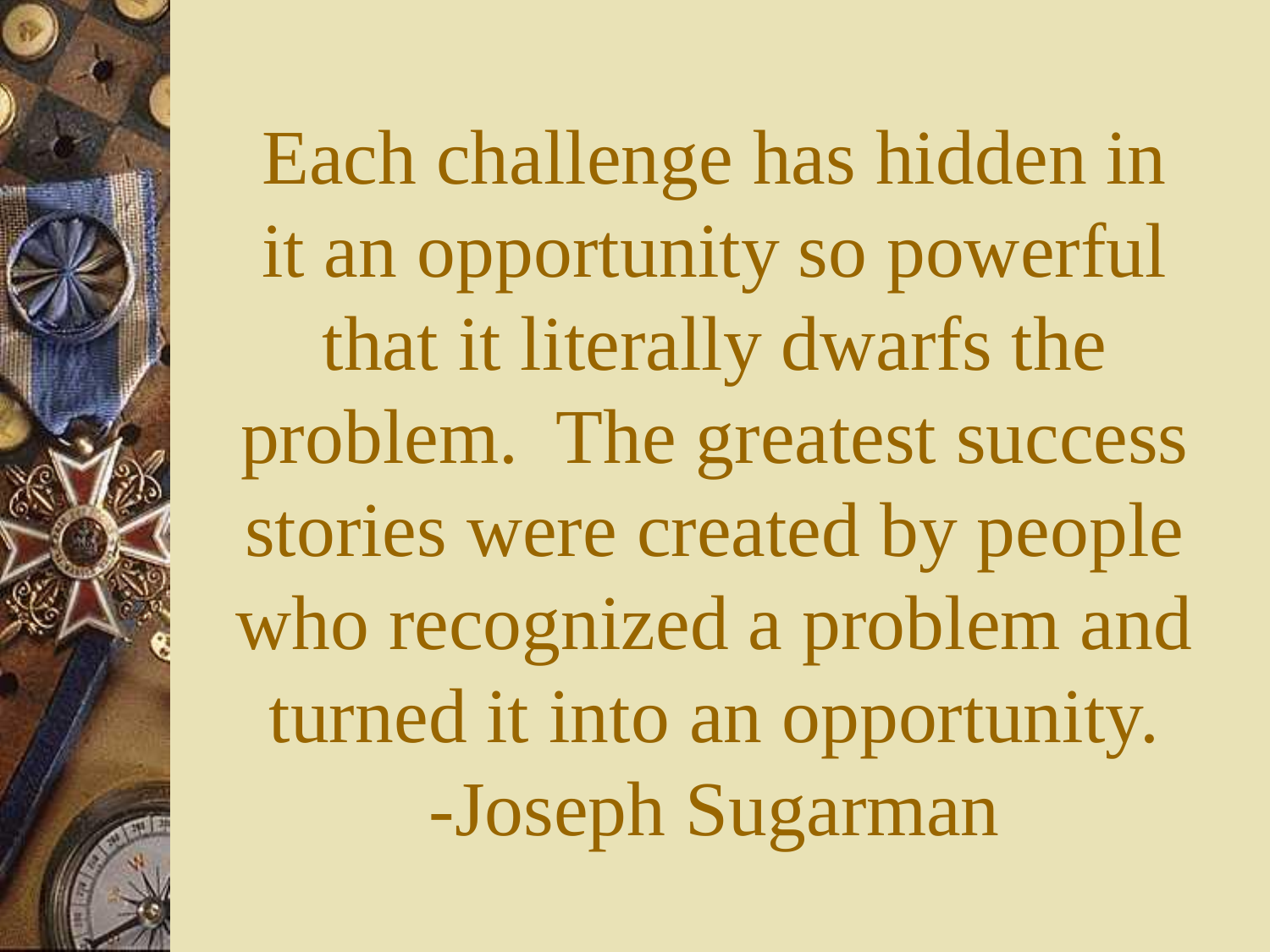Each challenge has hidden in it an opportunity so powerful that it literally dwarfs the problem. The greatest success stories were created by people who recognized a problem and turned it into an opportunity.

-Joseph Sugarman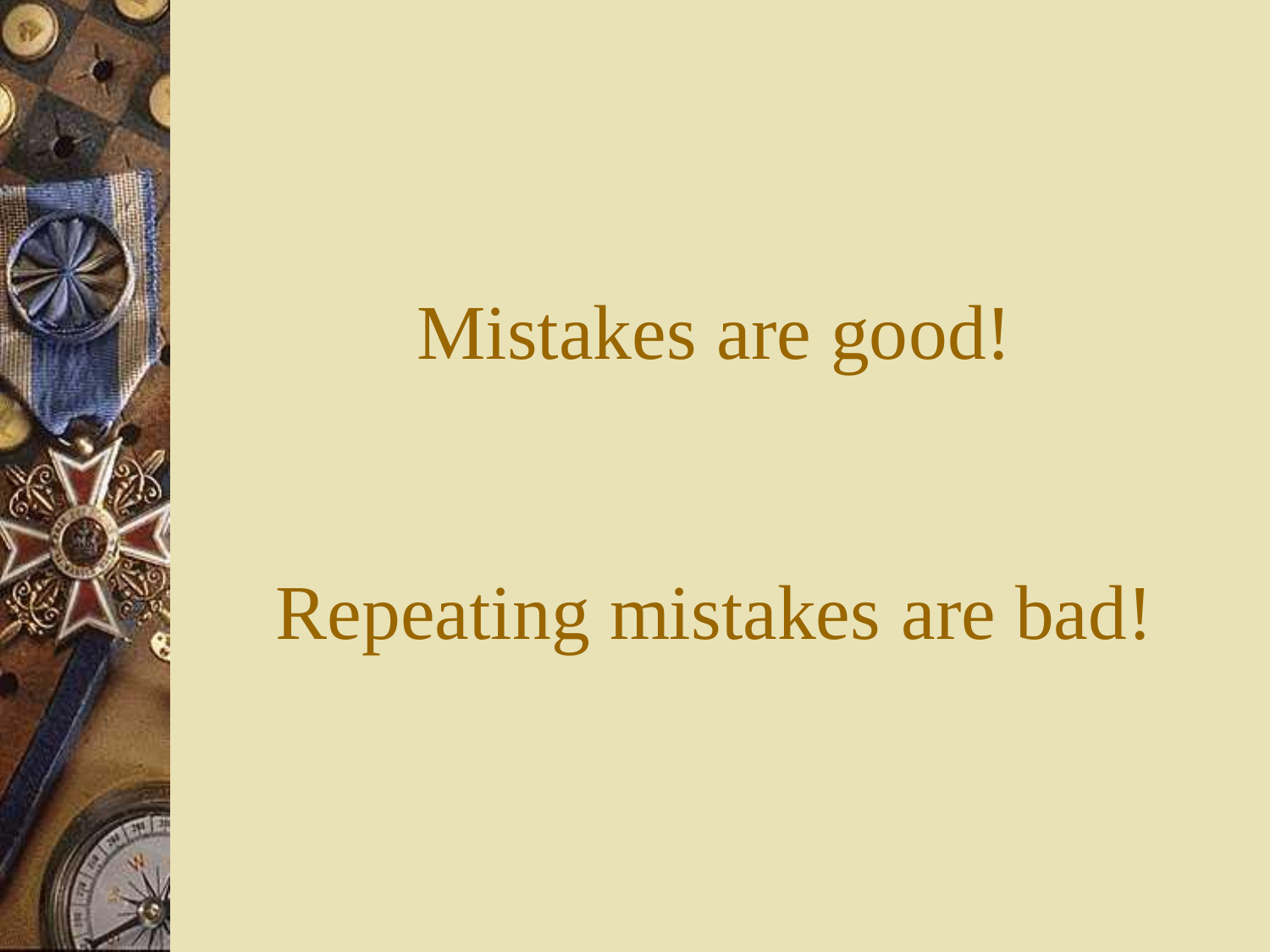Mistakes are good!

Repeating mistakes are bad!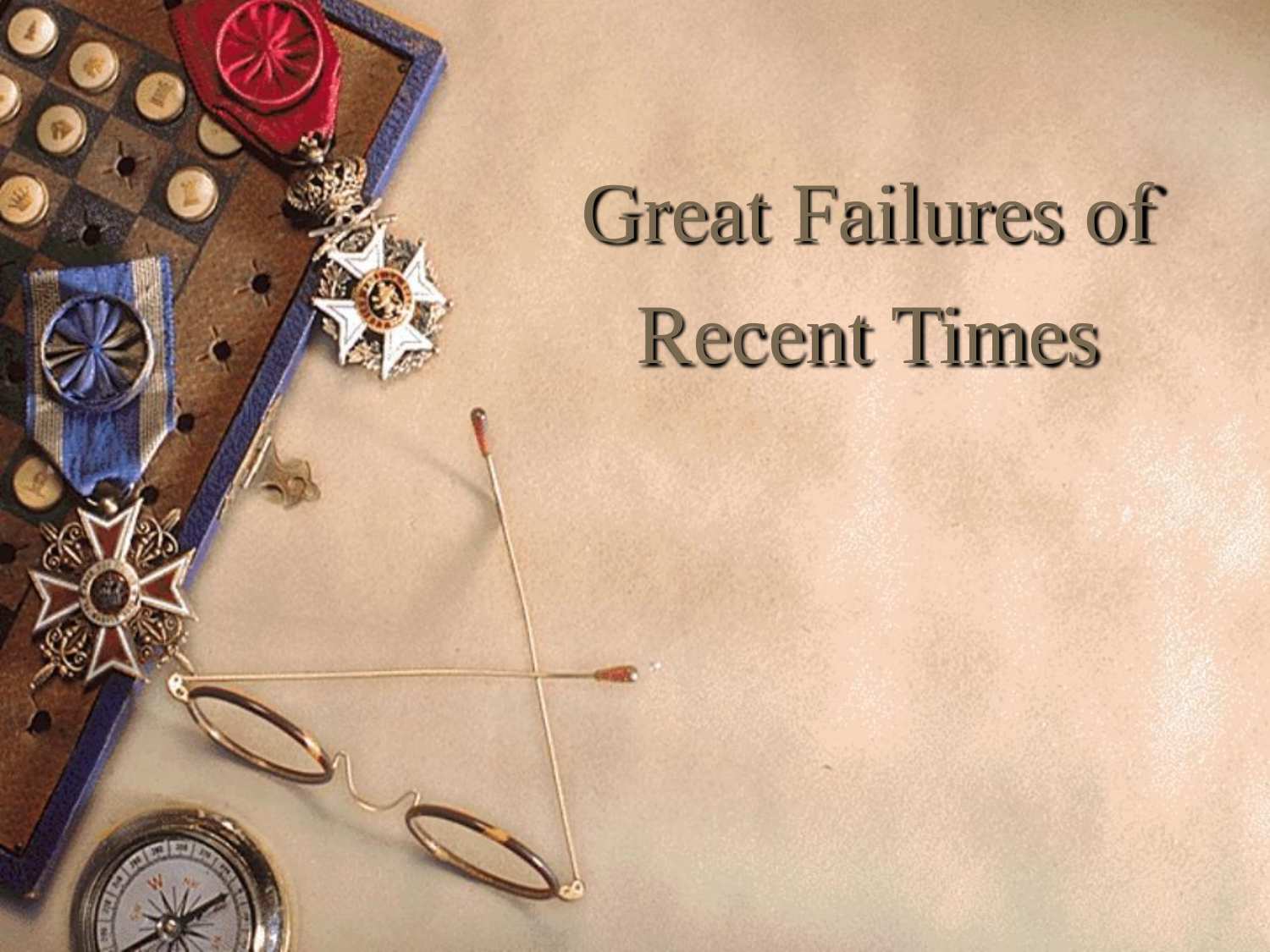# Great Failures of Recent Times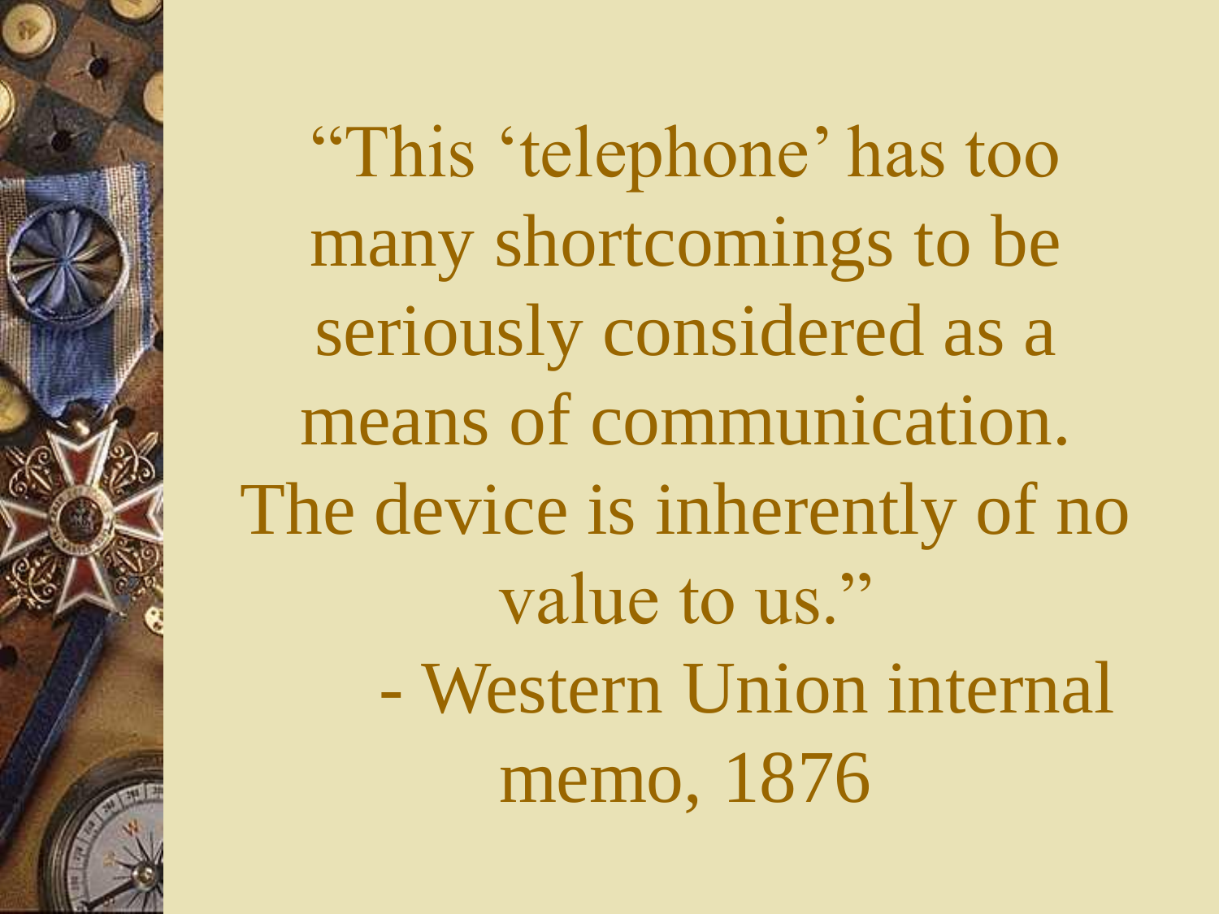"This 'telephone' has too many shortcomings to be seriously considered as a means of communication. The device is inherently of no value to us."

- Western Union internal memo, 1876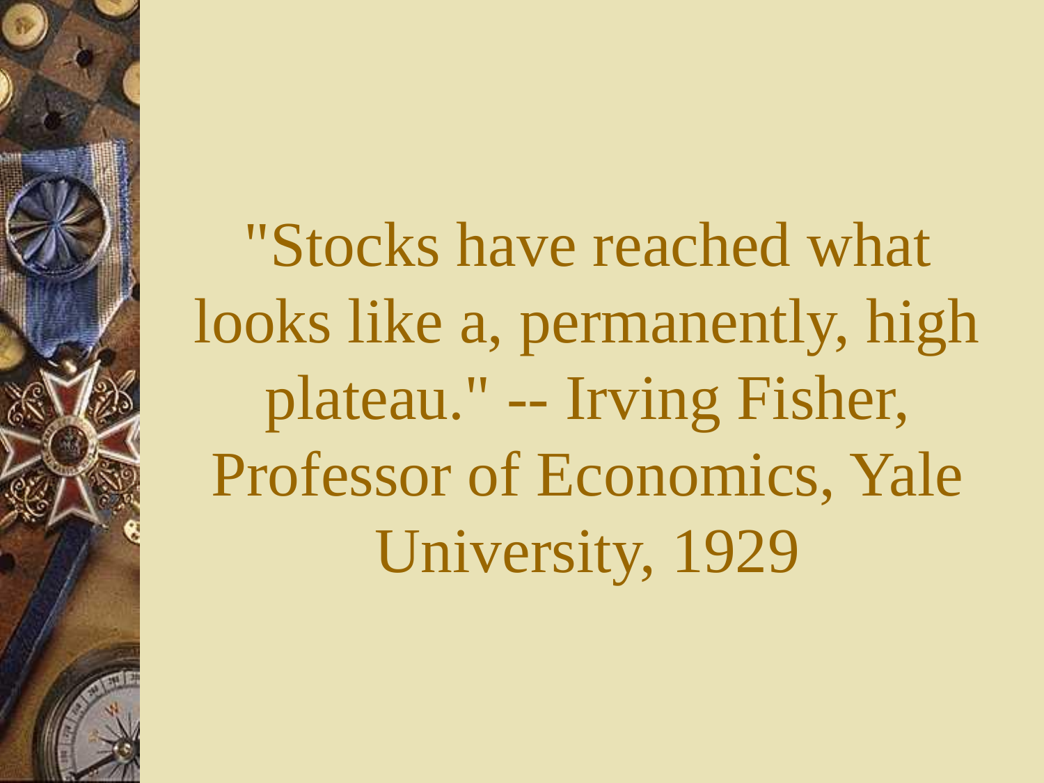"Stocks have reached what looks like a, permanently, high plateau." -- Irving Fisher, Professor of Economics, Yale University, 1929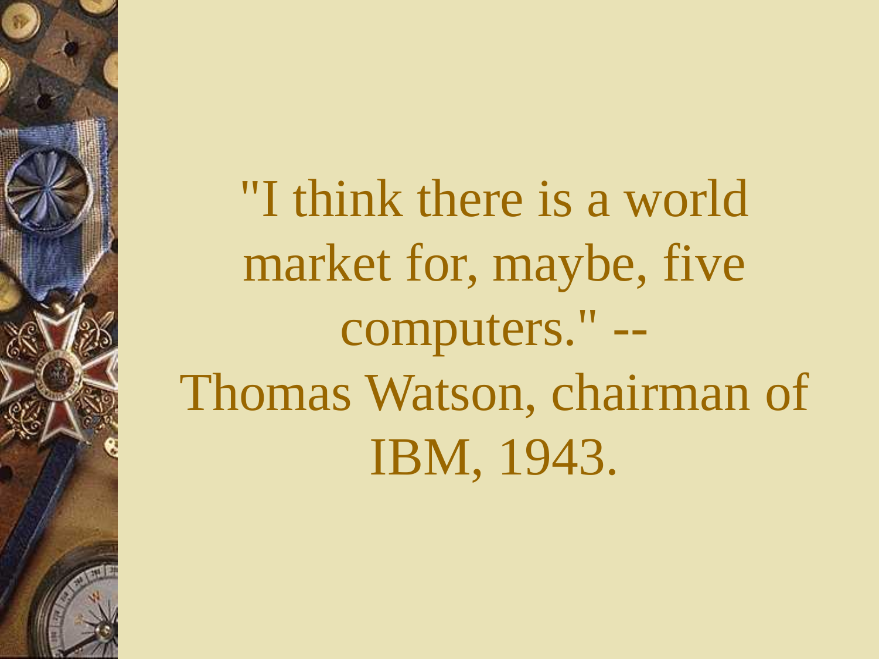"I think there is a world market for, maybe, five computers." -- Thomas Watson, chairman of IBM, 1943.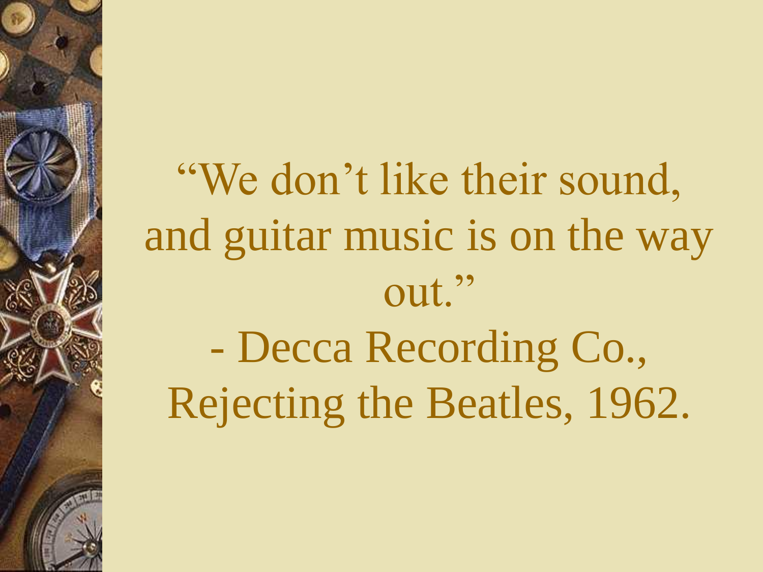"We don't like their sound, and guitar music is on the way out."

- Decca Recording Co., Rejecting the Beatles, 1962.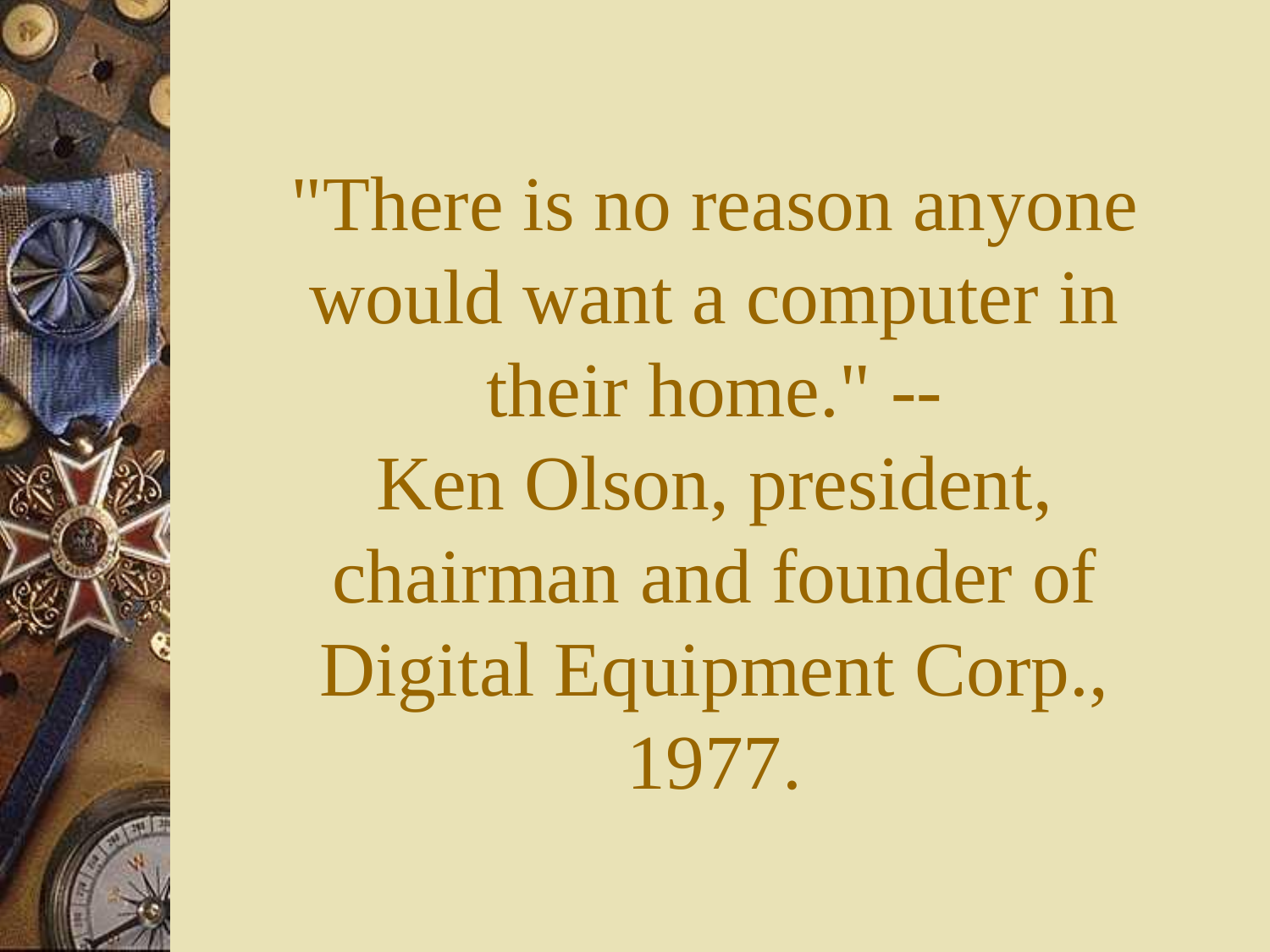"There is no reason anyone would want a computer in their home." -- Ken Olson, president, chairman and founder of Digital Equipment Corp., 1977.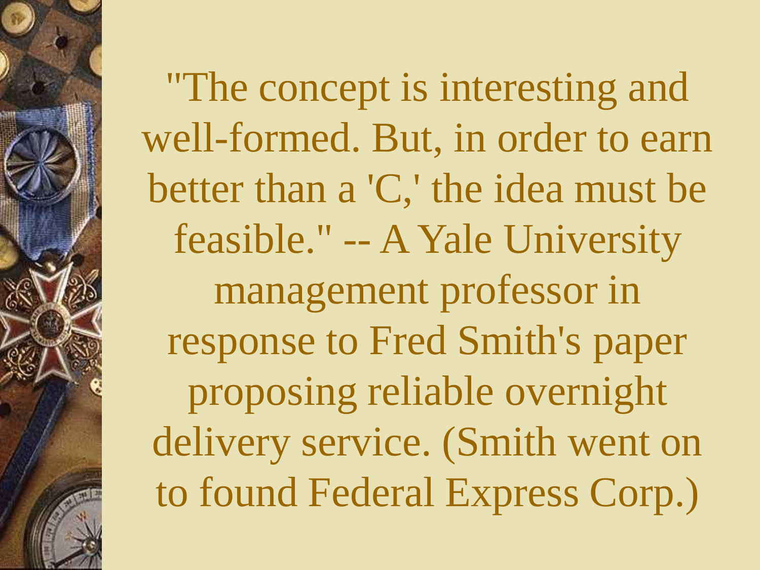"The concept is interesting and well-formed. But, in order to earn better than a 'C,' the idea must be feasible." -- A Yale University management professor in response to Fred Smith's paper proposing reliable overnight delivery service. (Smith went on to found Federal Express Corp.)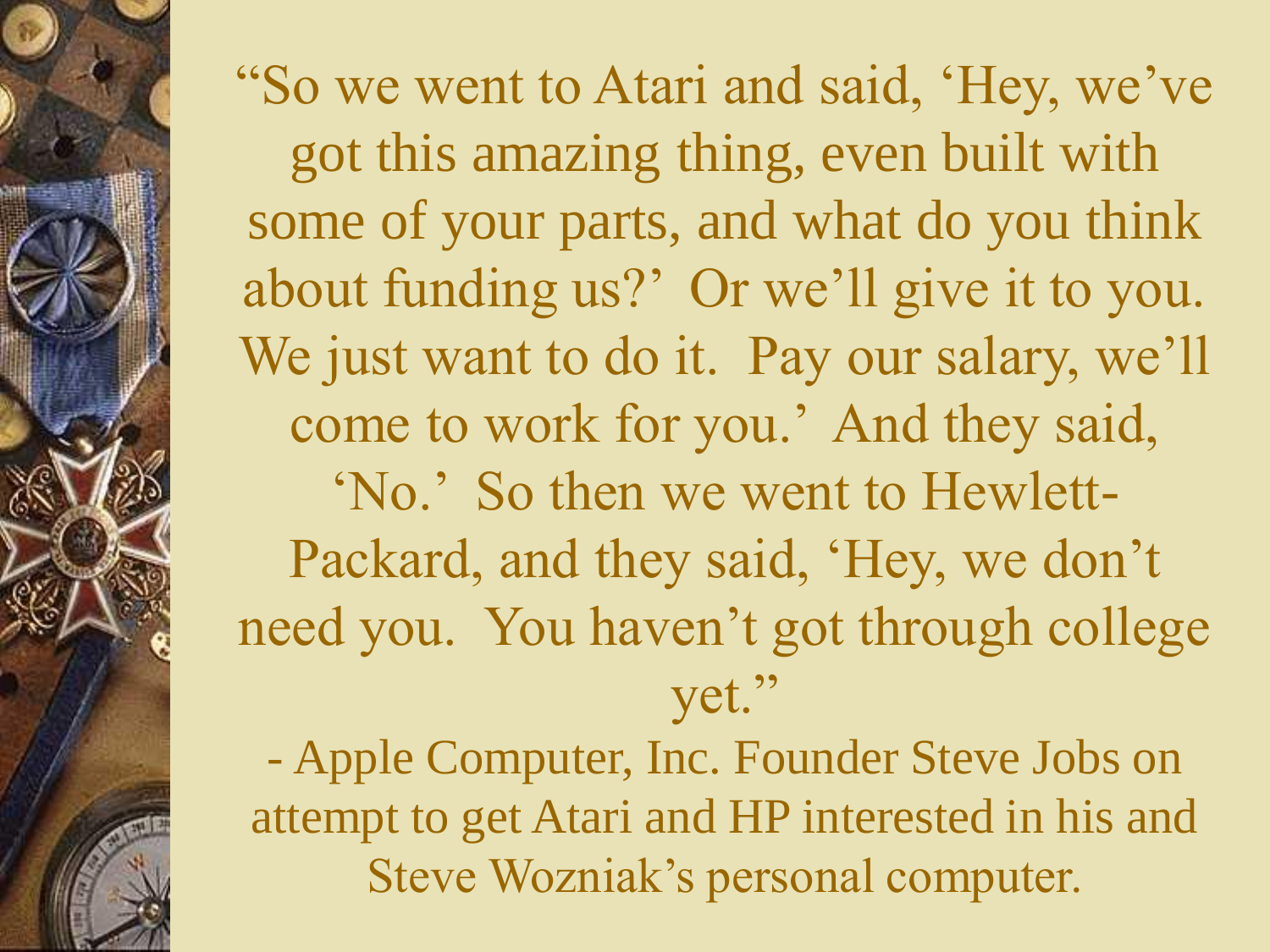"So we went to Atari and said, 'Hey, we've got this amazing thing, even built with some of your parts, and what do you think about funding us?' Or we'll give it to you. We just want to do it. Pay our salary, we'll come to work for you.' And they said, 'No.' So then we went to Hewlett-Packard, and they said, 'Hey, we don't need you. You haven't got through college yet."

- Apple Computer, Inc. Founder Steve Jobs on attempt to get Atari and HP interested in his and Steve Wozniak's personal computer.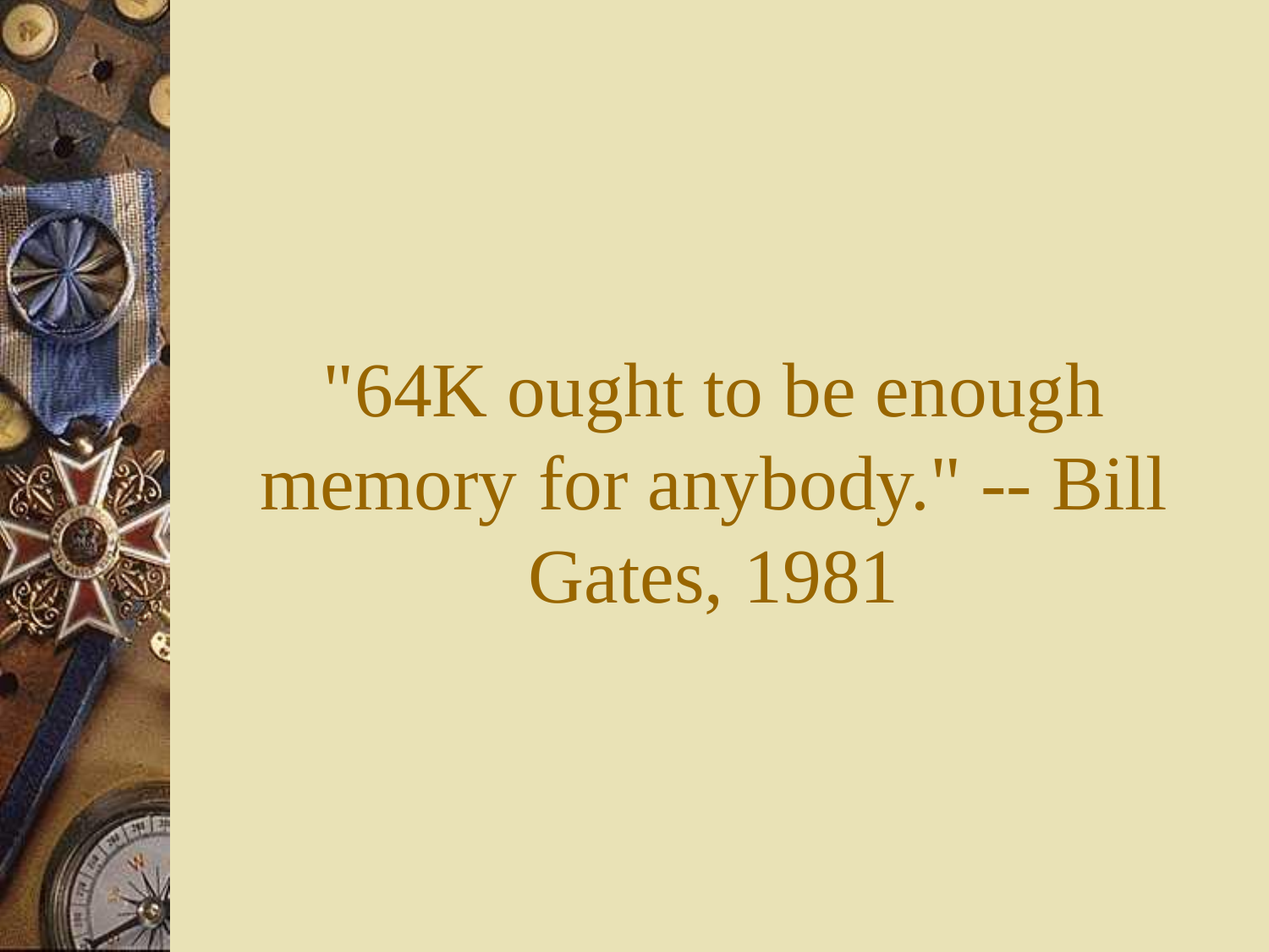"64K ought to be enough memory for anybody." -- Bill Gates, 1981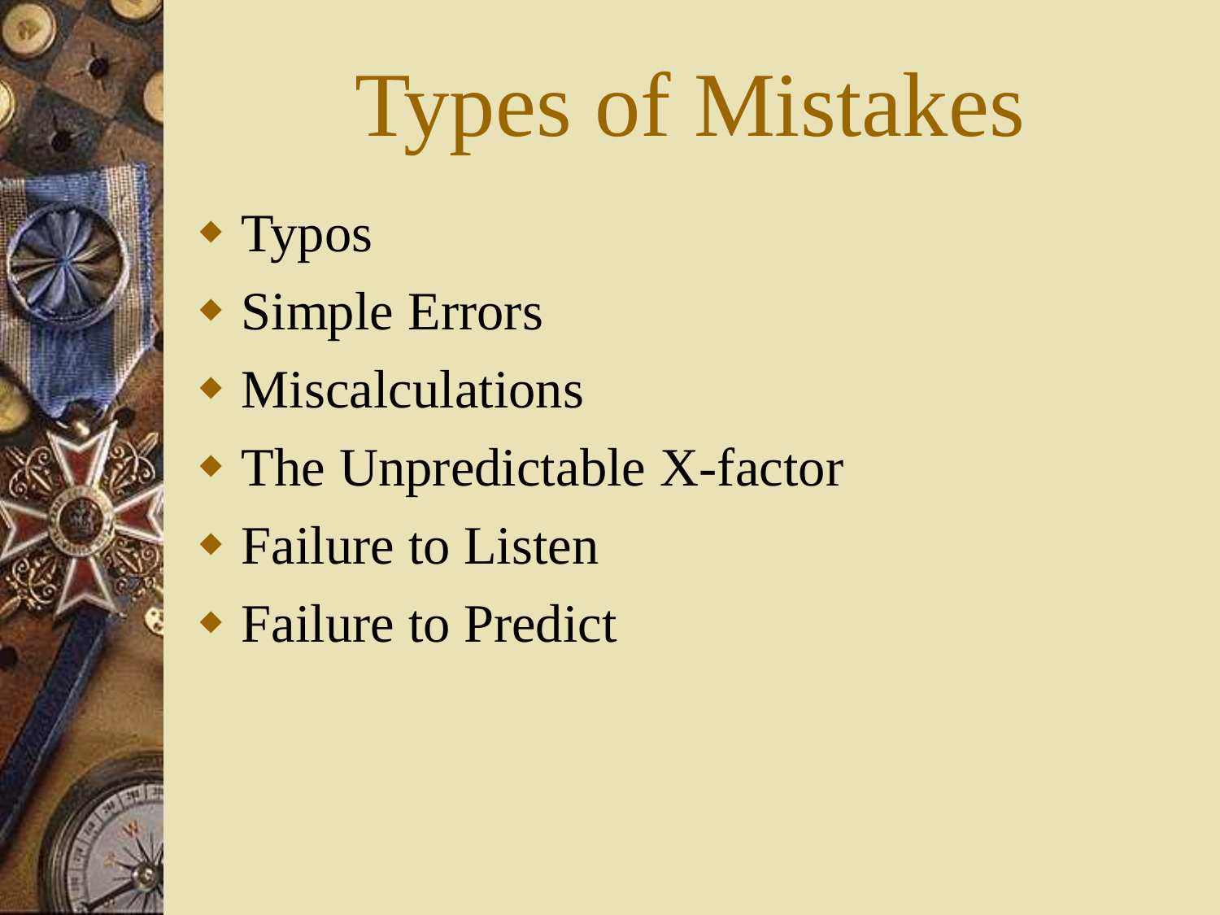# Types of Mistakes

- Typos
- Simple Errors
- Miscalculations
- The Unpredictable X-factor
- Failure to Listen
- Failure to Predict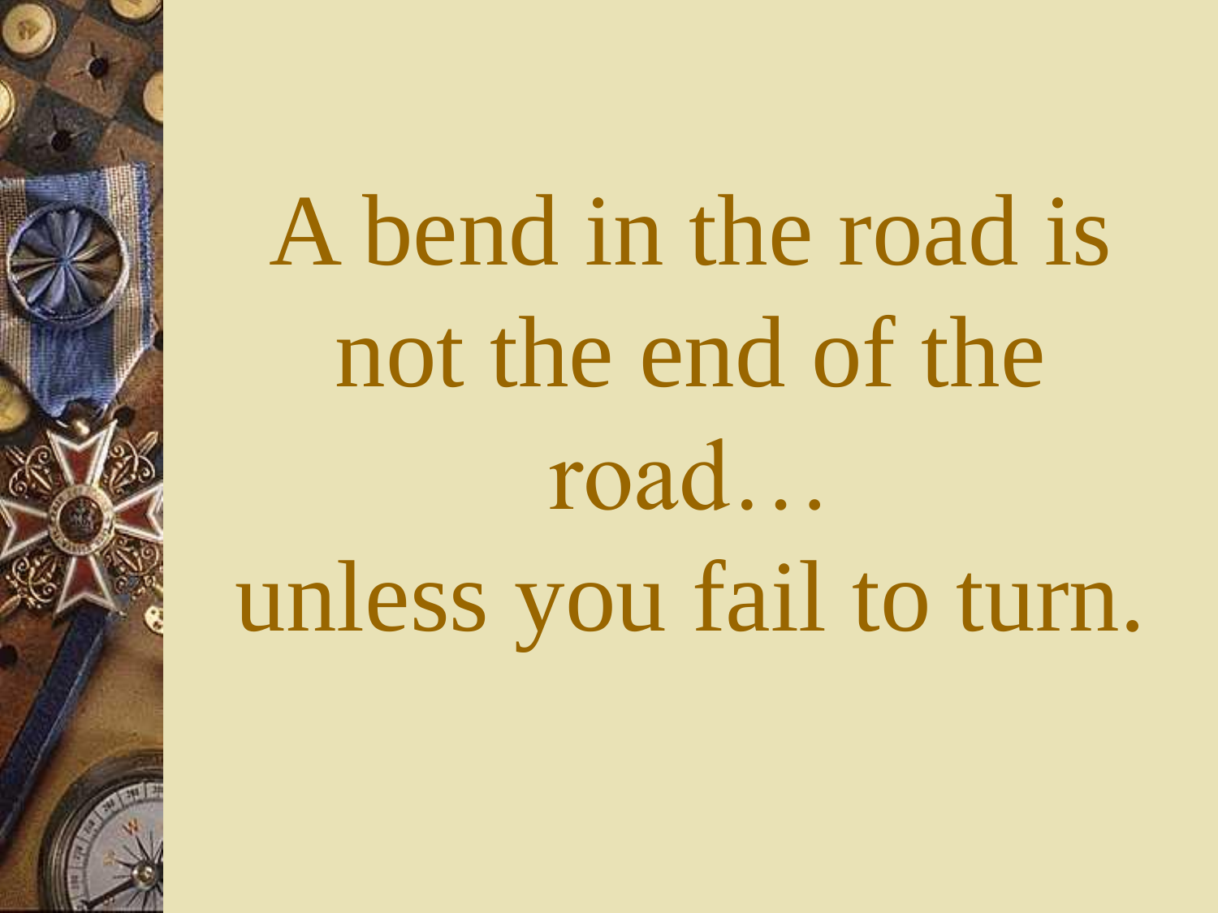A bend in the road is not the end of the road…

unless you fail to turn.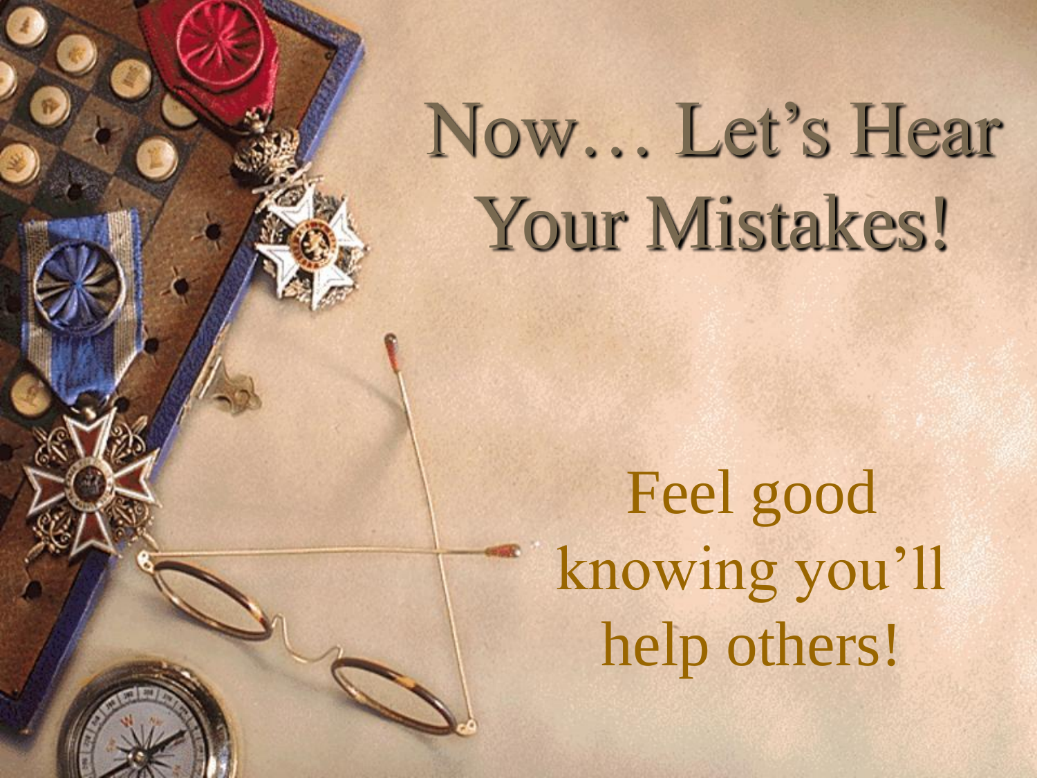# Now… Let's Hear Your Mistakes!

Feel good knowing you'll help others!